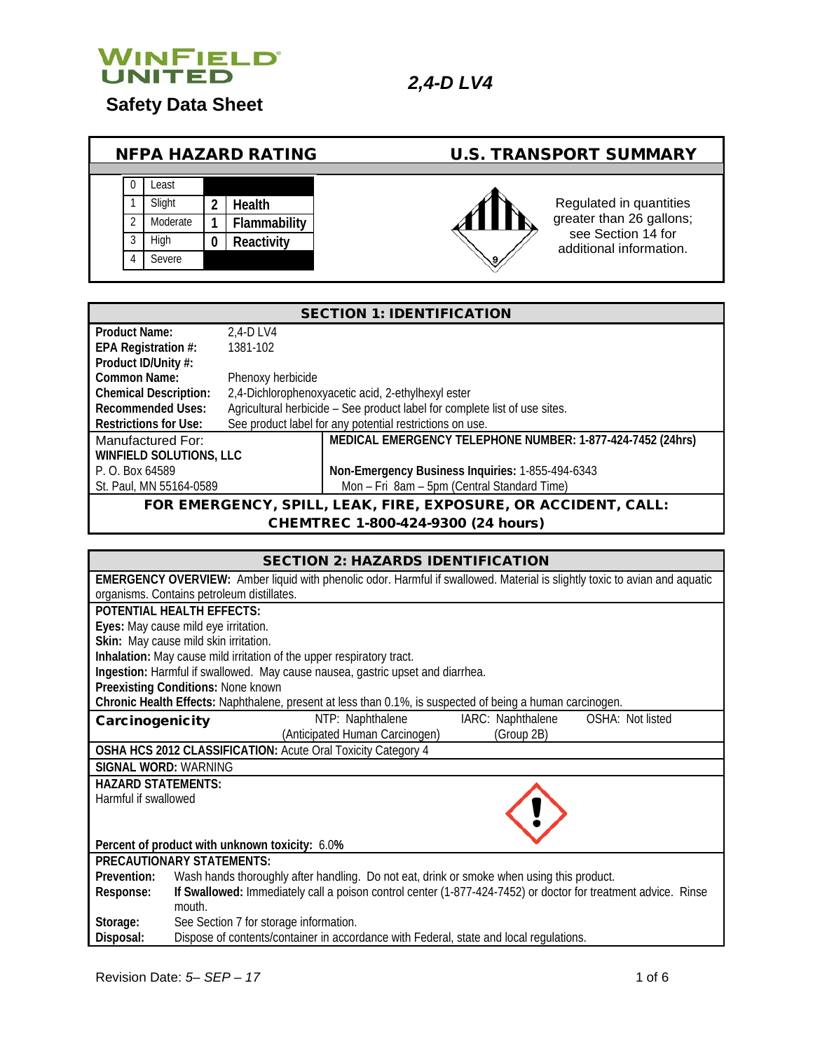WinField United

# Safety Data Sheet

*2,4-D LV4*

## NFPA HAZARD RATING

| | | | |
|---|---|---|---|
| 0 | Least | | |
| 1 | Slight | 2 | Health |
| 2 | Moderate | 1 | Flammability |
| 3 | High | 0 | Reactivity |
| 4 | Severe | | |

## U.S. TRANSPORT SUMMARY

Regulated in quantities greater than 26 gallons; see Section 14 for additional information.

## SECTION 1: IDENTIFICATION

**Product Name:** 2,4-D LV4
**EPA Registration #:** 1381-102
**Product ID/Unity #:**
**Common Name:** Phenoxy herbicide
**Chemical Description:** 2,4-Dichlorophenoxyacetic acid, 2-ethylhexyl ester
**Recommended Uses:** Agricultural herbicide – See product label for complete list of use sites.
**Restrictions for Use:** See product label for any potential restrictions on use.

Manufactured For:
**WINFIELD SOLUTIONS, LLC**
P. O. Box 64589
St. Paul, MN 55164-0589

**MEDICAL EMERGENCY TELEPHONE NUMBER: 1-877-424-7452 (24hrs)**

**Non-Emergency Business Inquiries:** 1-855-494-6343
Mon – Fri 8am – 5pm (Central Standard Time)

**FOR EMERGENCY, SPILL, LEAK, FIRE, EXPOSURE, OR ACCIDENT, CALL: CHEMTREC 1-800-424-9300 (24 hours)**

## SECTION 2: HAZARDS IDENTIFICATION

**EMERGENCY OVERVIEW:** Amber liquid with phenolic odor. Harmful if swallowed. Material is slightly toxic to avian and aquatic organisms. Contains petroleum distillates.

**POTENTIAL HEALTH EFFECTS:**
**Eyes:** May cause mild eye irritation.
**Skin:** May cause mild skin irritation.
**Inhalation:** May cause mild irritation of the upper respiratory tract.
**Ingestion:** Harmful if swallowed. May cause nausea, gastric upset and diarrhea.
**Preexisting Conditions:** None known
**Chronic Health Effects:** Naphthalene, present at less than 0.1%, is suspected of being a human carcinogen.

| **Carcinogenicity** | NTP: Naphthalene (Anticipated Human Carcinogen) | IARC: Naphthalene (Group 2B) | OSHA: Not listed |
|---|---|---|---|

**OSHA HCS 2012 CLASSIFICATION:** Acute Oral Toxicity Category 4

**SIGNAL WORD:** WARNING

**HAZARD STATEMENTS:**
Harmful if swallowed

**Percent of product with unknown toxicity:** 6.0%

**PRECAUTIONARY STATEMENTS:**
**Prevention:** Wash hands thoroughly after handling. Do not eat, drink or smoke when using this product.
**Response:** **If Swallowed:** Immediately call a poison control center (1-877-424-7452) or doctor for treatment advice. Rinse mouth.
**Storage:** See Section 7 for storage information.
**Disposal:** Dispose of contents/container in accordance with Federal, state and local regulations.

Revision Date: *5– SEP – 17*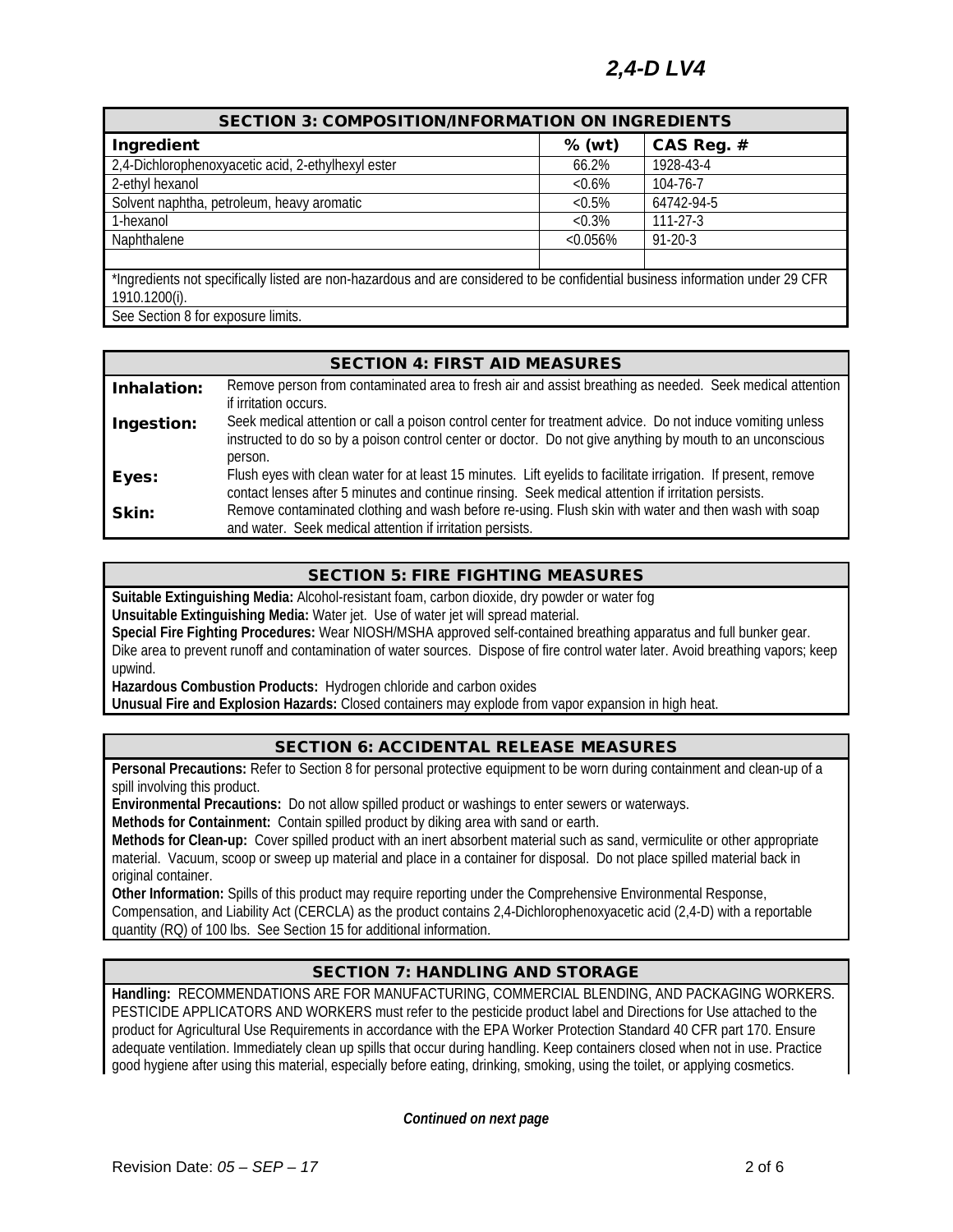## SECTION 3: COMPOSITION/INFORMATION ON INGREDIENTS

| Ingredient | % (wt) | CAS Reg. # |
|---|---|---|
| 2,4-Dichlorophenoxyacetic acid, 2-ethylhexyl ester | 66.2% | 1928-43-4 |
| 2-ethyl hexanol | <0.6% | 104-76-7 |
| Solvent naphtha, petroleum, heavy aromatic | <0.5% | 64742-94-5 |
| 1-hexanol | <0.3% | 111-27-3 |
| Naphthalene | <0.056% | 91-20-3 |
| | | |

*Ingredients not specifically listed are non-hazardous and are considered to be confidential business information under 29 CFR 1910.1200(i).

See Section 8 for exposure limits.

## SECTION 4: FIRST AID MEASURES

**Inhalation:** Remove person from contaminated area to fresh air and assist breathing as needed. Seek medical attention if irritation occurs.

**Ingestion:** Seek medical attention or call a poison control center for treatment advice. Do not induce vomiting unless instructed to do so by a poison control center or doctor. Do not give anything by mouth to an unconscious person.

**Eyes:** Flush eyes with clean water for at least 15 minutes. Lift eyelids to facilitate irrigation. If present, remove contact lenses after 5 minutes and continue rinsing. Seek medical attention if irritation persists.

**Skin:** Remove contaminated clothing and wash before re-using. Flush skin with water and then wash with soap and water. Seek medical attention if irritation persists.

## SECTION 5: FIRE FIGHTING MEASURES

**Suitable Extinguishing Media:** Alcohol-resistant foam, carbon dioxide, dry powder or water fog

**Unsuitable Extinguishing Media:** Water jet. Use of water jet will spread material.

**Special Fire Fighting Procedures:** Wear NIOSH/MSHA approved self-contained breathing apparatus and full bunker gear. Dike area to prevent runoff and contamination of water sources. Dispose of fire control water later. Avoid breathing vapors; keep upwind.

**Hazardous Combustion Products:** Hydrogen chloride and carbon oxides

**Unusual Fire and Explosion Hazards:** Closed containers may explode from vapor expansion in high heat.

## SECTION 6: ACCIDENTAL RELEASE MEASURES

**Personal Precautions:** Refer to Section 8 for personal protective equipment to be worn during containment and clean-up of a spill involving this product.

**Environmental Precautions:** Do not allow spilled product or washings to enter sewers or waterways.

**Methods for Containment:** Contain spilled product by diking area with sand or earth.

**Methods for Clean-up:** Cover spilled product with an inert absorbent material such as sand, vermiculite or other appropriate material. Vacuum, scoop or sweep up material and place in a container for disposal. Do not place spilled material back in original container.

**Other Information:** Spills of this product may require reporting under the Comprehensive Environmental Response, Compensation, and Liability Act (CERCLA) as the product contains 2,4-Dichlorophenoxyacetic acid (2,4-D) with a reportable quantity (RQ) of 100 lbs. See Section 15 for additional information.

## SECTION 7: HANDLING AND STORAGE

**Handling:** RECOMMENDATIONS ARE FOR MANUFACTURING, COMMERCIAL BLENDING, AND PACKAGING WORKERS. PESTICIDE APPLICATORS AND WORKERS must refer to the pesticide product label and Directions for Use attached to the product for Agricultural Use Requirements in accordance with the EPA Worker Protection Standard 40 CFR part 170. Ensure adequate ventilation. Immediately clean up spills that occur during handling. Keep containers closed when not in use. Practice good hygiene after using this material, especially before eating, drinking, smoking, using the toilet, or applying cosmetics.

*Continued on next page*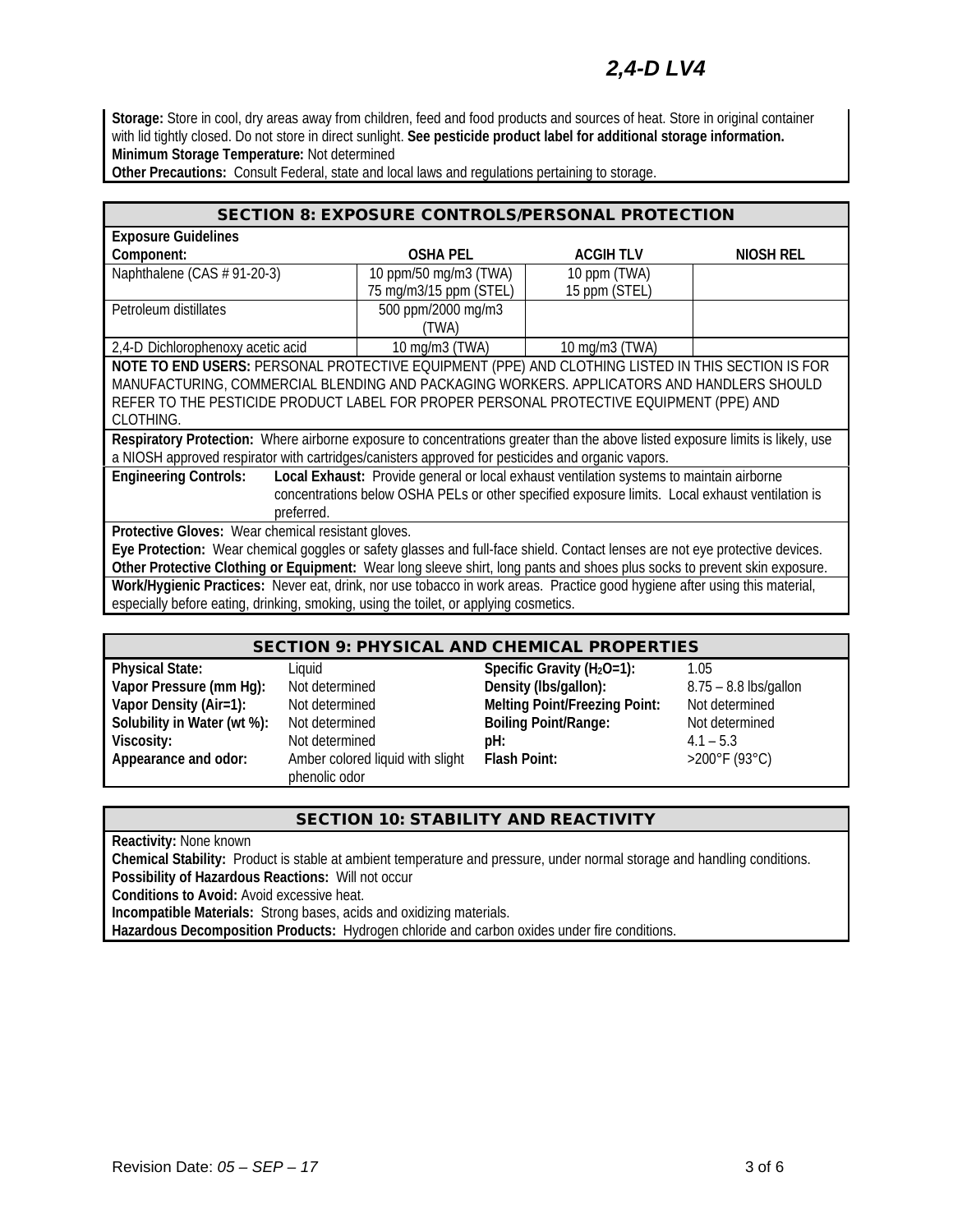**Storage:** Store in cool, dry areas away from children, feed and food products and sources of heat. Store in original container with lid tightly closed. Do not store in direct sunlight. **See pesticide product label for additional storage information.**
**Minimum Storage Temperature:** Not determined
**Other Precautions:** Consult Federal, state and local laws and regulations pertaining to storage.

## SECTION 8: EXPOSURE CONTROLS/PERSONAL PROTECTION

**Exposure Guidelines**

| Component: | OSHA PEL | ACGIH TLV | NIOSH REL |
|---|---|---|---|
| Naphthalene (CAS # 91-20-3) | 10 ppm/50 mg/m3 (TWA) 75 mg/m3/15 ppm (STEL) | 10 ppm (TWA) 15 ppm (STEL) | |
| Petroleum distillates | 500 ppm/2000 mg/m3 (TWA) | | |
| 2,4-D Dichlorophenoxy acetic acid | 10 mg/m3 (TWA) | 10 mg/m3 (TWA) | |

**NOTE TO END USERS:** PERSONAL PROTECTIVE EQUIPMENT (PPE) AND CLOTHING LISTED IN THIS SECTION IS FOR MANUFACTURING, COMMERCIAL BLENDING AND PACKAGING WORKERS. APPLICATORS AND HANDLERS SHOULD REFER TO THE PESTICIDE PRODUCT LABEL FOR PROPER PERSONAL PROTECTIVE EQUIPMENT (PPE) AND CLOTHING.

**Respiratory Protection:** Where airborne exposure to concentrations greater than the above listed exposure limits is likely, use a NIOSH approved respirator with cartridges/canisters approved for pesticides and organic vapors.

**Engineering Controls:** **Local Exhaust:** Provide general or local exhaust ventilation systems to maintain airborne concentrations below OSHA PELs or other specified exposure limits. Local exhaust ventilation is preferred.

**Protective Gloves:** Wear chemical resistant gloves.
**Eye Protection:** Wear chemical goggles or safety glasses and full-face shield. Contact lenses are not eye protective devices.
**Other Protective Clothing or Equipment:** Wear long sleeve shirt, long pants and shoes plus socks to prevent skin exposure.

**Work/Hygienic Practices:** Never eat, drink, nor use tobacco in work areas. Practice good hygiene after using this material, especially before eating, drinking, smoking, using the toilet, or applying cosmetics.

## SECTION 9: PHYSICAL AND CHEMICAL PROPERTIES

| | | | |
|---|---|---|---|
| **Physical State:** | Liquid | **Specific Gravity ($H_2O$=1):** | 1.05 |
| **Vapor Pressure (mm Hg):** | Not determined | **Density (lbs/gallon):** | 8.75 – 8.8 lbs/gallon |
| **Vapor Density (Air=1):** | Not determined | **Melting Point/Freezing Point:** | Not determined |
| **Solubility in Water (wt %):** | Not determined | **Boiling Point/Range:** | Not determined |
| **Viscosity:** | Not determined | **pH:** | 4.1 – 5.3 |
| **Appearance and odor:** | Amber colored liquid with slight phenolic odor | **Flash Point:** | >200°F (93°C) |

## SECTION 10: STABILITY AND REACTIVITY

**Reactivity:** None known
**Chemical Stability:** Product is stable at ambient temperature and pressure, under normal storage and handling conditions.
**Possibility of Hazardous Reactions:** Will not occur
**Conditions to Avoid:** Avoid excessive heat.
**Incompatible Materials:** Strong bases, acids and oxidizing materials.
**Hazardous Decomposition Products:** Hydrogen chloride and carbon oxides under fire conditions.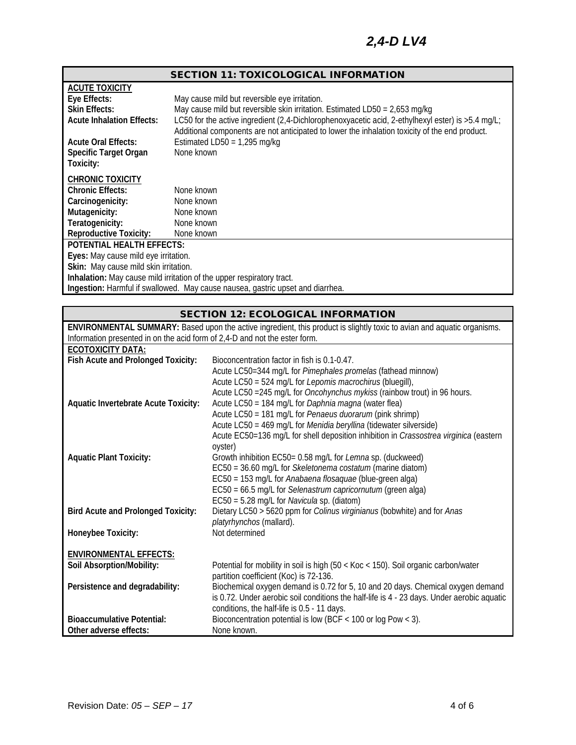## SECTION 11: TOXICOLOGICAL INFORMATION

**ACUTE TOXICITY**

| | |
|---|---|
| **Eye Effects:** | May cause mild but reversible eye irritation. |
| **Skin Effects:** | May cause mild but reversible skin irritation. Estimated LD50 = 2,653 mg/kg |
| **Acute Inhalation Effects:** | LC50 for the active ingredient (2,4-Dichlorophenoxyacetic acid, 2-ethylhexyl ester) is >5.4 mg/L; Additional components are not anticipated to lower the inhalation toxicity of the end product. |
| **Acute Oral Effects:** | Estimated LD50 = 1,295 mg/kg |
| **Specific Target Organ Toxicity:** | None known |

**CHRONIC TOXICITY**

| | |
|---|---|
| **Chronic Effects:** | None known |
| **Carcinogenicity:** | None known |
| **Mutagenicity:** | None known |
| **Teratogenicity:** | None known |
| **Reproductive Toxicity:** | None known |

**POTENTIAL HEALTH EFFECTS:**

**Eyes:** May cause mild eye irritation.

**Skin:** May cause mild skin irritation.

**Inhalation:** May cause mild irritation of the upper respiratory tract.

**Ingestion:** Harmful if swallowed. May cause nausea, gastric upset and diarrhea.

## SECTION 12: ECOLOGICAL INFORMATION

**ENVIRONMENTAL SUMMARY:** Based upon the active ingredient, this product is slightly toxic to avian and aquatic organisms. Information presented in on the acid form of 2,4-D and not the ester form.

**ECOTOXICITY DATA:**

| | |
|---|---|
| **Fish Acute and Prolonged Toxicity:** | Bioconcentration factor in fish is 0.1-0.47.<br>Acute LC50=344 mg/L for *Pimephales promelas* (fathead minnow)<br>Acute LC50 = 524 mg/L for *Lepomis macrochirus* (bluegill),<br>Acute LC50 =245 mg/L for *Oncohynchus mykiss* (rainbow trout) in 96 hours. |
| **Aquatic Invertebrate Acute Toxicity:** | Acute LC50 = 184 mg/L for *Daphnia magna* (water flea)<br>Acute LC50 = 181 mg/L for *Penaeus duorarum* (pink shrimp)<br>Acute LC50 = 469 mg/L for *Menidia beryllina* (tidewater silverside)<br>Acute EC50=136 mg/L for shell deposition inhibition in *Crassostrea virginica* (eastern oyster) |
| **Aquatic Plant Toxicity:** | Growth inhibition EC50= 0.58 mg/L for *Lemna* sp. (duckweed)<br>EC50 = 36.60 mg/L for *Skeletonema costatum* (marine diatom)<br>EC50 = 153 mg/L for *Anabaena flosaquae* (blue-green alga)<br>EC50 = 66.5 mg/L for *Selenastrum capricornutum* (green alga)<br>EC50 = 5.28 mg/L for *Navicula* sp. (diatom) |
| **Bird Acute and Prolonged Toxicity:** | Dietary LC50 > 5620 ppm for *Colinus virginianus* (bobwhite) and for *Anas platyrhynchos* (mallard). |
| **Honeybee Toxicity:** | Not determined |

**ENVIRONMENTAL EFFECTS:**

| | |
|---|---|
| **Soil Absorption/Mobility:** | Potential for mobility in soil is high (50 < Koc < 150). Soil organic carbon/water partition coefficient (Koc) is 72-136. |
| **Persistence and degradability:** | Biochemical oxygen demand is 0.72 for 5, 10 and 20 days. Chemical oxygen demand is 0.72. Under aerobic soil conditions the half-life is 4 - 23 days. Under aerobic aquatic conditions, the half-life is 0.5 - 11 days. |
| **Bioaccumulative Potential:** | Bioconcentration potential is low (BCF < 100 or log Pow < 3). |
| **Other adverse effects:** | None known. |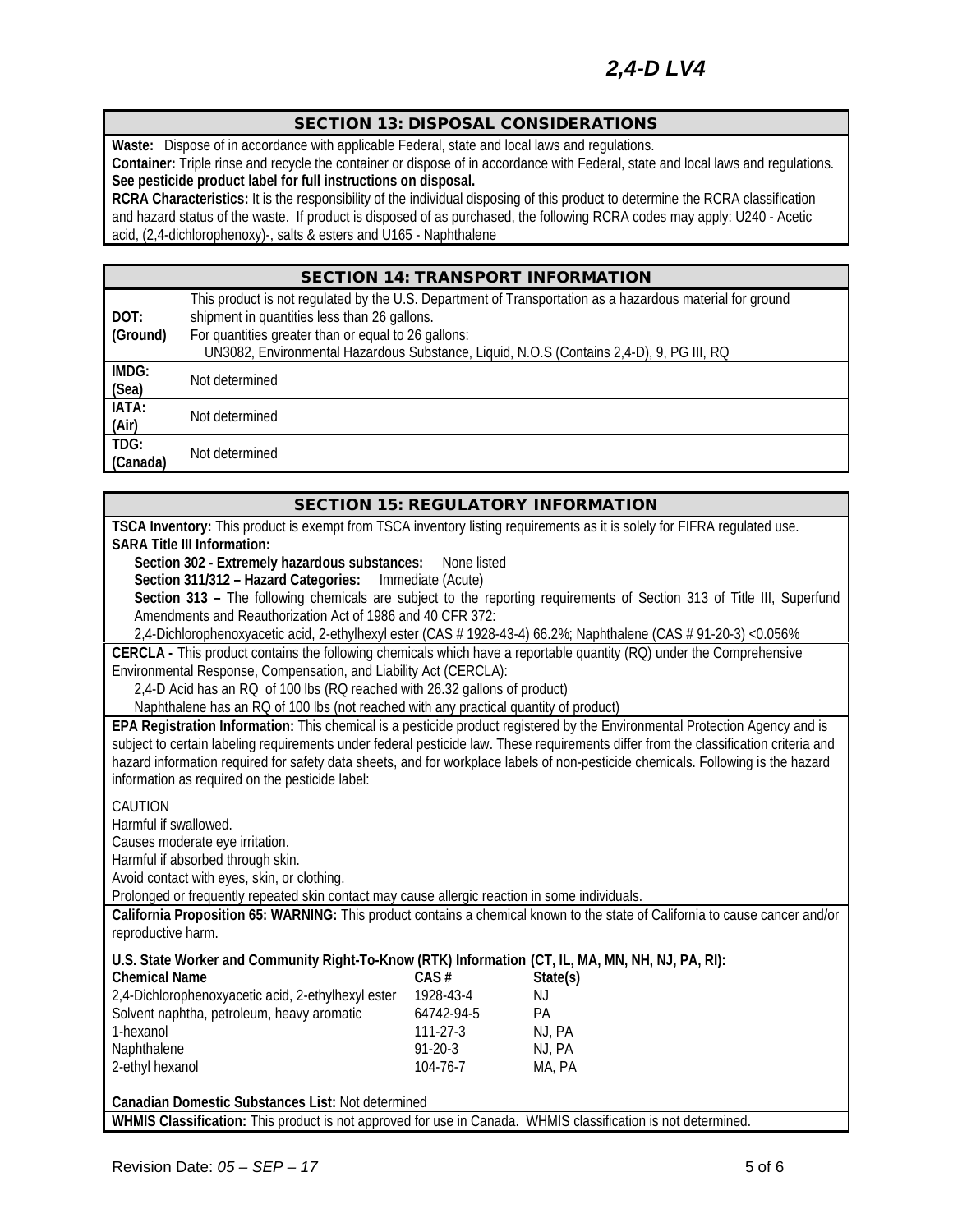## SECTION 13: DISPOSAL CONSIDERATIONS

**Waste:** Dispose of in accordance with applicable Federal, state and local laws and regulations.
**Container:** Triple rinse and recycle the container or dispose of in accordance with Federal, state and local laws and regulations.
**See pesticide product label for full instructions on disposal.**
**RCRA Characteristics:** It is the responsibility of the individual disposing of this product to determine the RCRA classification and hazard status of the waste. If product is disposed of as purchased, the following RCRA codes may apply: U240 - Acetic acid, (2,4-dichlorophenoxy)-, salts & esters and U165 - Naphthalene

## SECTION 14: TRANSPORT INFORMATION

| | |
|---|---|
| **DOT: (Ground)** | This product is not regulated by the U.S. Department of Transportation as a hazardous material for ground shipment in quantities less than 26 gallons. For quantities greater than or equal to 26 gallons: UN3082, Environmental Hazardous Substance, Liquid, N.O.S (Contains 2,4-D), 9, PG III, RQ |
| **IMDG: (Sea)** | Not determined |
| **IATA: (Air)** | Not determined |
| **TDG: (Canada)** | Not determined |

## SECTION 15: REGULATORY INFORMATION

**TSCA Inventory:** This product is exempt from TSCA inventory listing requirements as it is solely for FIFRA regulated use.
**SARA Title III Information:**

**Section 302 - Extremely hazardous substances:** None listed
**Section 311/312 – Hazard Categories:** Immediate (Acute)
**Section 313 –** The following chemicals are subject to the reporting requirements of Section 313 of Title III, Superfund Amendments and Reauthorization Act of 1986 and 40 CFR 372:
2,4-Dichlorophenoxyacetic acid, 2-ethylhexyl ester (CAS # 1928-43-4) 66.2%; Naphthalene (CAS # 91-20-3) <0.056%

**CERCLA -** This product contains the following chemicals which have a reportable quantity (RQ) under the Comprehensive Environmental Response, Compensation, and Liability Act (CERCLA):
2,4-D Acid has an RQ of 100 lbs (RQ reached with 26.32 gallons of product)
Naphthalene has an RQ of 100 lbs (not reached with any practical quantity of product)

**EPA Registration Information:** This chemical is a pesticide product registered by the Environmental Protection Agency and is subject to certain labeling requirements under federal pesticide law. These requirements differ from the classification criteria and hazard information required for safety data sheets, and for workplace labels of non-pesticide chemicals. Following is the hazard information as required on the pesticide label:

CAUTION
Harmful if swallowed.
Causes moderate eye irritation.
Harmful if absorbed through skin.
Avoid contact with eyes, skin, or clothing.
Prolonged or frequently repeated skin contact may cause allergic reaction in some individuals.

**California Proposition 65: WARNING:** This product contains a chemical known to the state of California to cause cancer and/or reproductive harm.

**U.S. State Worker and Community Right-To-Know (RTK) Information (CT, IL, MA, MN, NH, NJ, PA, RI):**

| Chemical Name | CAS # | State(s) |
|---|---|---|
| 2,4-Dichlorophenoxyacetic acid, 2-ethylhexyl ester | 1928-43-4 | NJ |
| Solvent naphtha, petroleum, heavy aromatic | 64742-94-5 | PA |
| 1-hexanol | 111-27-3 | NJ, PA |
| Naphthalene | 91-20-3 | NJ, PA |
| 2-ethyl hexanol | 104-76-7 | MA, PA |

**Canadian Domestic Substances List:** Not determined
**WHMIS Classification:** This product is not approved for use in Canada. WHMIS classification is not determined.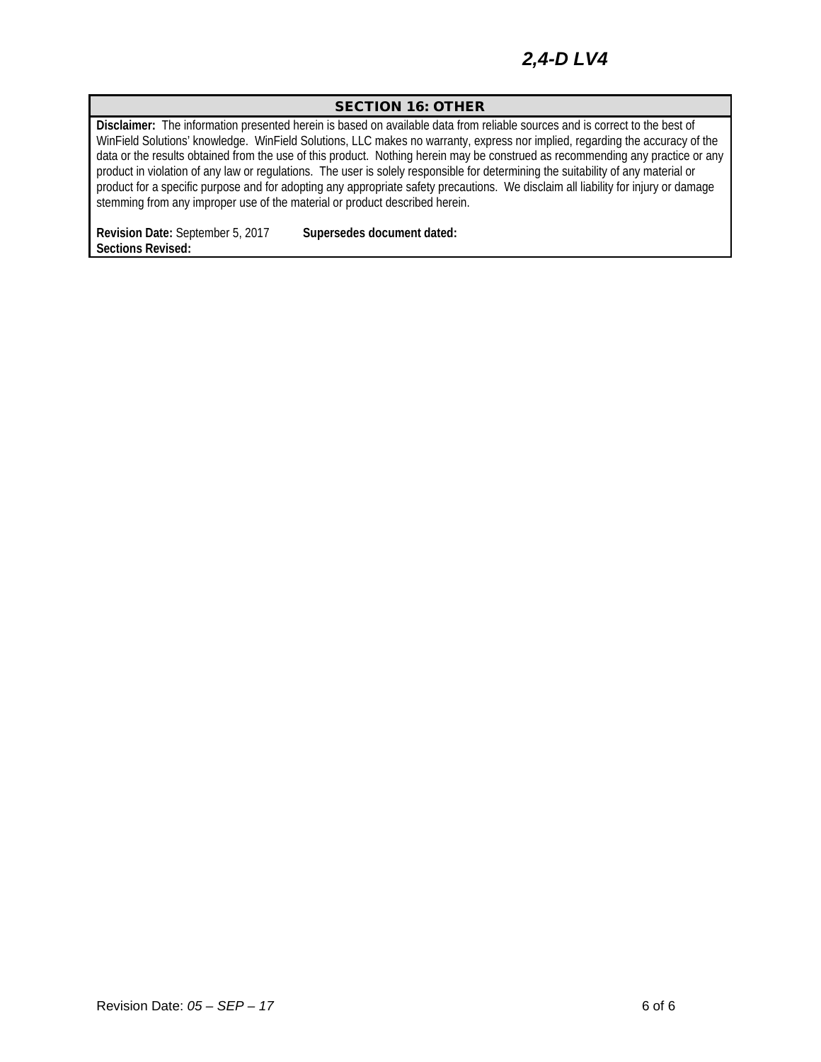## SECTION 16: OTHER

**Disclaimer:** The information presented herein is based on available data from reliable sources and is correct to the best of WinField Solutions' knowledge. WinField Solutions, LLC makes no warranty, express nor implied, regarding the accuracy of the data or the results obtained from the use of this product. Nothing herein may be construed as recommending any practice or any product in violation of any law or regulations. The user is solely responsible for determining the suitability of any material or product for a specific purpose and for adopting any appropriate safety precautions. We disclaim all liability for injury or damage stemming from any improper use of the material or product described herein.

**Revision Date:** September 5, 2017 **Supersedes document dated:**
**Sections Revised:**